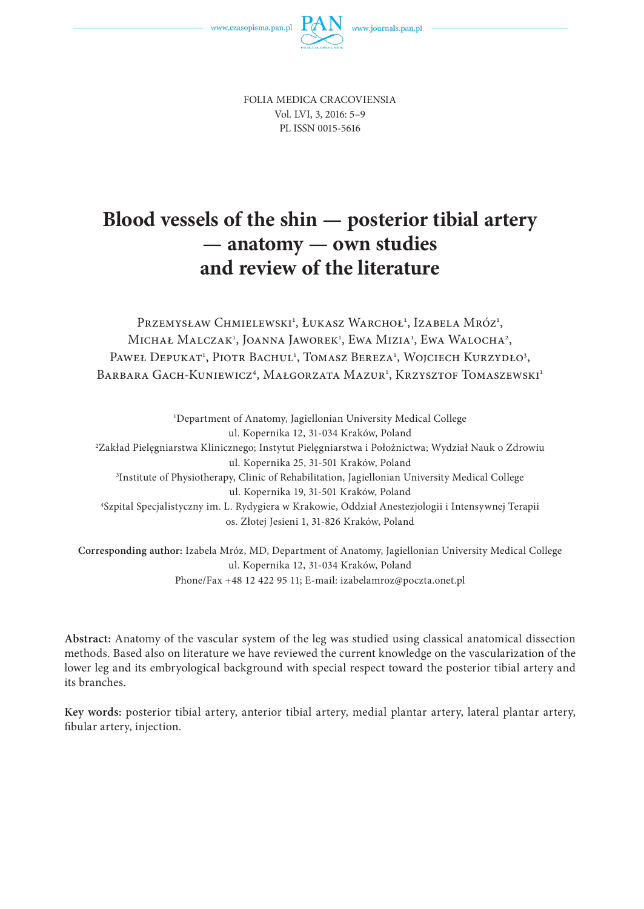FOLIA MEDICA CRACOVIENSIA
Vol. LVI, 3, 2016: 5–9
PL ISSN 0015-5616

# Blood vessels of the shin — posterior tibial artery — anatomy — own studies and review of the literature

Przemysław Chmielewski[1], Łukasz Warchoł[1], Izabela Mróz[1], Michał Malczak[1], Joanna Jaworek[1], Ewa Mizia[1], Ewa Walocha[2], Paweł Depukat[1], Piotr Bachul[1], Tomasz Bereza[1], Wojciech Kurzydło[3], Barbara Gach-Kuniewicz[4], Małgorzata Mazur[1], Krzysztof Tomaszewski[1]

[1]Department of Anatomy, Jagiellonian University Medical College
ul. Kopernika 12, 31-034 Kraków, Poland
[2]Zakład Pielęgniarstwa Klinicznego; Instytut Pielęgniarstwa i Położnictwa; Wydział Nauk o Zdrowiu
ul. Kopernika 25, 31-501 Kraków, Poland
[3]Institute of Physiotherapy, Clinic of Rehabilitation, Jagiellonian University Medical College
ul. Kopernika 19, 31-501 Kraków, Poland
[4]Szpital Specjalistyczny im. L. Rydygiera w Krakowie, Oddział Anestezjologii i Intensywnej Terapii
os. Złotej Jesieni 1, 31-826 Kraków, Poland

**Corresponding author:** Izabela Mróz, MD, Department of Anatomy, Jagiellonian University Medical College
ul. Kopernika 12, 31-034 Kraków, Poland
Phone/Fax +48 12 422 95 11; E-mail: izabelamroz@poczta.onet.pl

**Abstract:** Anatomy of the vascular system of the leg was studied using classical anatomical dissection methods. Based also on literature we have reviewed the current knowledge on the vascularization of the lower leg and its embryological background with special respect toward the posterior tibial artery and its branches.

**Key words:** posterior tibial artery, anterior tibial artery, medial plantar artery, lateral plantar artery, fibular artery, injection.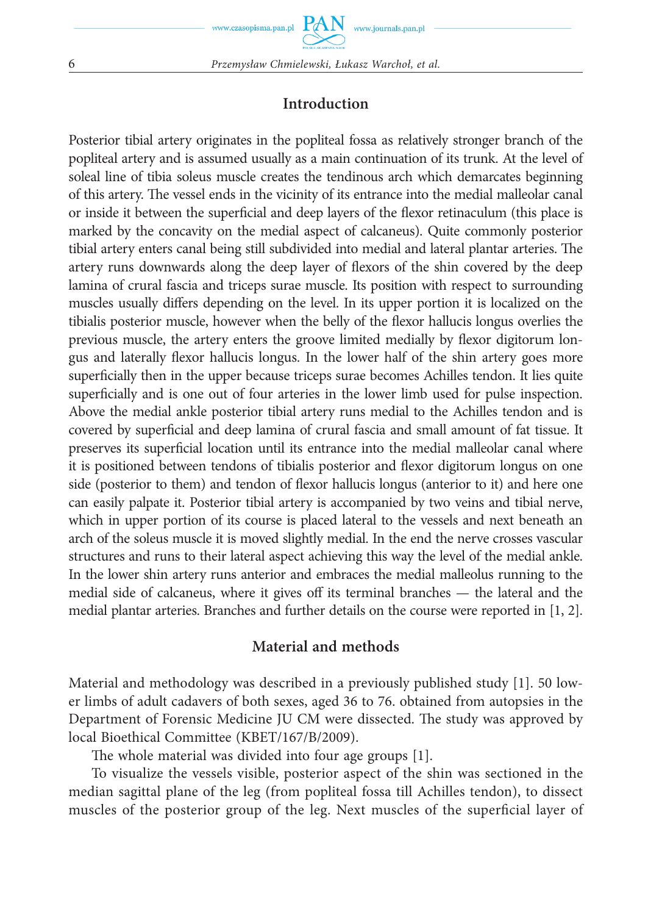## Introduction

Posterior tibial artery originates in the popliteal fossa as relatively stronger branch of the popliteal artery and is assumed usually as a main continuation of its trunk. At the level of soleal line of tibia soleus muscle creates the tendinous arch which demarcates beginning of this artery. The vessel ends in the vicinity of its entrance into the medial malleolar canal or inside it between the superficial and deep layers of the flexor retinaculum (this place is marked by the concavity on the medial aspect of calcaneus). Quite commonly posterior tibial artery enters canal being still subdivided into medial and lateral plantar arteries. The artery runs downwards along the deep layer of flexors of the shin covered by the deep lamina of crural fascia and triceps surae muscle. Its position with respect to surrounding muscles usually differs depending on the level. In its upper portion it is localized on the tibialis posterior muscle, however when the belly of the flexor hallucis longus overlies the previous muscle, the artery enters the groove limited medially by flexor digitorum longus and laterally flexor hallucis longus. In the lower half of the shin artery goes more superficially then in the upper because triceps surae becomes Achilles tendon. It lies quite superficially and is one out of four arteries in the lower limb used for pulse inspection. Above the medial ankle posterior tibial artery runs medial to the Achilles tendon and is covered by superficial and deep lamina of crural fascia and small amount of fat tissue. It preserves its superficial location until its entrance into the medial malleolar canal where it is positioned between tendons of tibialis posterior and flexor digitorum longus on one side (posterior to them) and tendon of flexor hallucis longus (anterior to it) and here one can easily palpate it. Posterior tibial artery is accompanied by two veins and tibial nerve, which in upper portion of its course is placed lateral to the vessels and next beneath an arch of the soleus muscle it is moved slightly medial. In the end the nerve crosses vascular structures and runs to their lateral aspect achieving this way the level of the medial ankle. In the lower shin artery runs anterior and embraces the medial malleolus running to the medial side of calcaneus, where it gives off its terminal branches — the lateral and the medial plantar arteries. Branches and further details on the course were reported in [1, 2].

## Material and methods

Material and methodology was described in a previously published study [1]. 50 lower limbs of adult cadavers of both sexes, aged 36 to 76. obtained from autopsies in the Department of Forensic Medicine JU CM were dissected. The study was approved by local Bioethical Committee (KBET/167/B/2009).

The whole material was divided into four age groups [1].

To visualize the vessels visible, posterior aspect of the shin was sectioned in the median sagittal plane of the leg (from popliteal fossa till Achilles tendon), to dissect muscles of the posterior group of the leg. Next muscles of the superficial layer of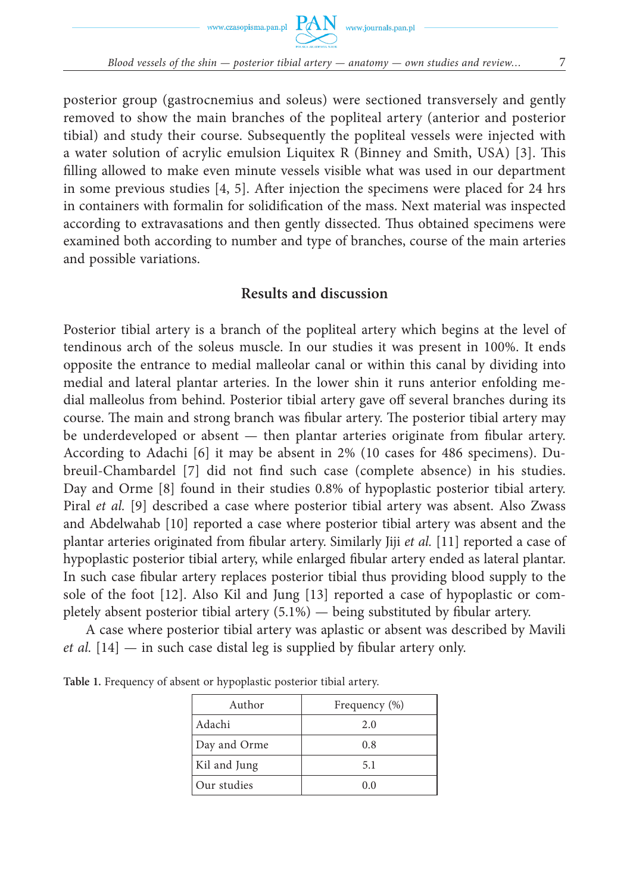posterior group (gastrocnemius and soleus) were sectioned transversely and gently removed to show the main branches of the popliteal artery (anterior and posterior tibial) and study their course. Subsequently the popliteal vessels were injected with a water solution of acrylic emulsion Liquitex R (Binney and Smith, USA) [3]. This filling allowed to make even minute vessels visible what was used in our department in some previous studies [4, 5]. After injection the specimens were placed for 24 hrs in containers with formalin for solidification of the mass. Next material was inspected according to extravasations and then gently dissected. Thus obtained specimens were examined both according to number and type of branches, course of the main arteries and possible variations.

## Results and discussion

Posterior tibial artery is a branch of the popliteal artery which begins at the level of tendinous arch of the soleus muscle. In our studies it was present in 100%. It ends opposite the entrance to medial malleolar canal or within this canal by dividing into medial and lateral plantar arteries. In the lower shin it runs anterior enfolding medial malleolus from behind. Posterior tibial artery gave off several branches during its course. The main and strong branch was fibular artery. The posterior tibial artery may be underdeveloped or absent — then plantar arteries originate from fibular artery. According to Adachi [6] it may be absent in 2% (10 cases for 486 specimens). Dubreuil-Chambardel [7] did not find such case (complete absence) in his studies. Day and Orme [8] found in their studies 0.8% of hypoplastic posterior tibial artery. Piral *et al.* [9] described a case where posterior tibial artery was absent. Also Zwass and Abdelwahab [10] reported a case where posterior tibial artery was absent and the plantar arteries originated from fibular artery. Similarly Jiji *et al.* [11] reported a case of hypoplastic posterior tibial artery, while enlarged fibular artery ended as lateral plantar. In such case fibular artery replaces posterior tibial thus providing blood supply to the sole of the foot [12]. Also Kil and Jung [13] reported a case of hypoplastic or completely absent posterior tibial artery (5.1%) — being substituted by fibular artery.

A case where posterior tibial artery was aplastic or absent was described by Mavili *et al.* [14] — in such case distal leg is supplied by fibular artery only.

**Table 1.** Frequency of absent or hypoplastic posterior tibial artery.

| Author | Frequency (%) |
|---|---|
| Adachi | 2.0 |
| Day and Orme | 0.8 |
| Kil and Jung | 5.1 |
| Our studies | 0.0 |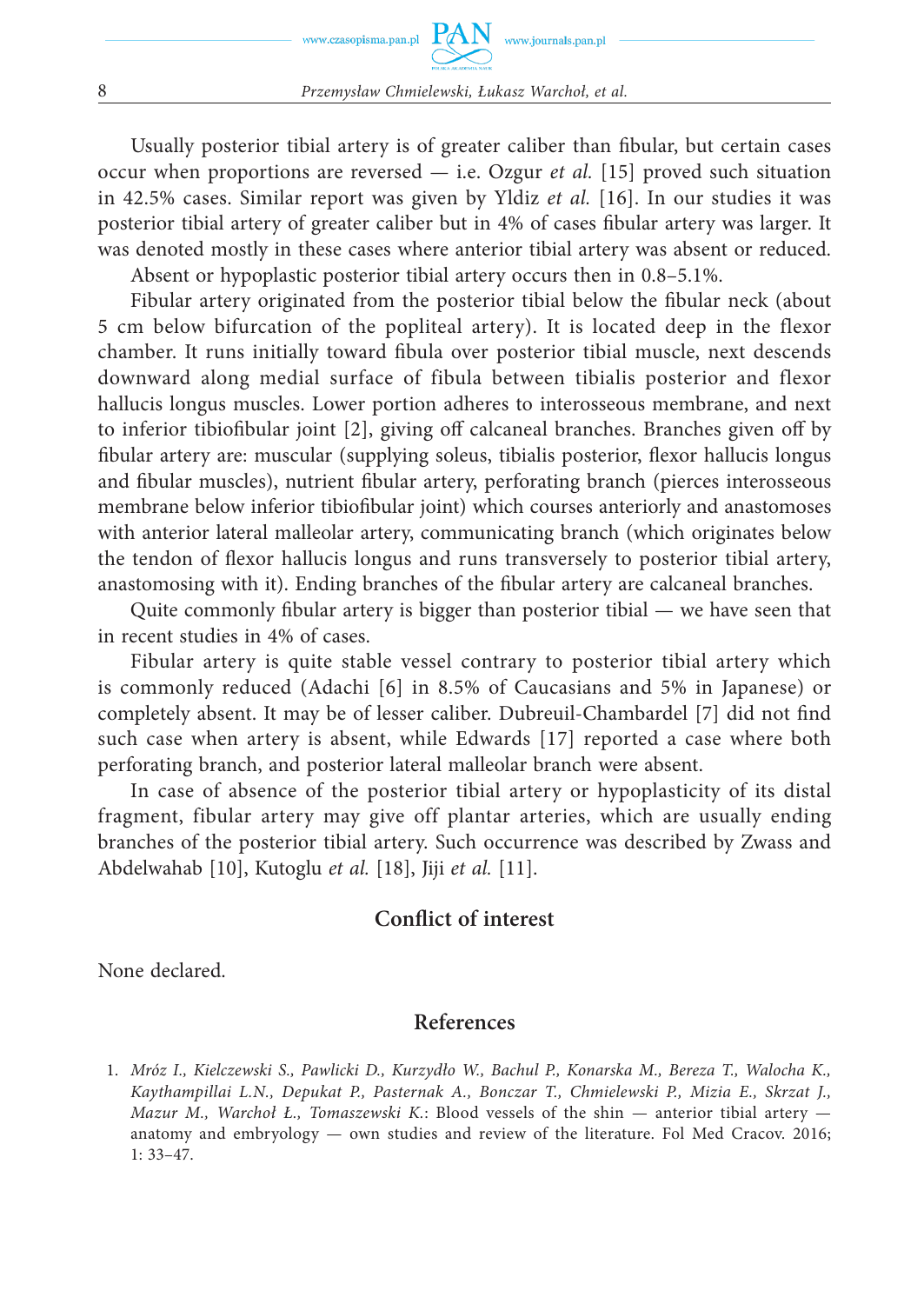Usually posterior tibial artery is of greater caliber than fibular, but certain cases occur when proportions are reversed — i.e. Ozgur *et al.* [15] proved such situation in 42.5% cases. Similar report was given by Yldiz *et al.* [16]. In our studies it was posterior tibial artery of greater caliber but in 4% of cases fibular artery was larger. It was denoted mostly in these cases where anterior tibial artery was absent or reduced.

Absent or hypoplastic posterior tibial artery occurs then in 0.8–5.1%.

Fibular artery originated from the posterior tibial below the fibular neck (about 5 cm below bifurcation of the popliteal artery). It is located deep in the flexor chamber. It runs initially toward fibula over posterior tibial muscle, next descends downward along medial surface of fibula between tibialis posterior and flexor hallucis longus muscles. Lower portion adheres to interosseous membrane, and next to inferior tibiofibular joint [2], giving off calcaneal branches. Branches given off by fibular artery are: muscular (supplying soleus, tibialis posterior, flexor hallucis longus and fibular muscles), nutrient fibular artery, perforating branch (pierces interosseous membrane below inferior tibiofibular joint) which courses anteriorly and anastomoses with anterior lateral malleolar artery, communicating branch (which originates below the tendon of flexor hallucis longus and runs transversely to posterior tibial artery, anastomosing with it). Ending branches of the fibular artery are calcaneal branches.

Quite commonly fibular artery is bigger than posterior tibial — we have seen that in recent studies in 4% of cases.

Fibular artery is quite stable vessel contrary to posterior tibial artery which is commonly reduced (Adachi [6] in 8.5% of Caucasians and 5% in Japanese) or completely absent. It may be of lesser caliber. Dubreuil-Chambardel [7] did not find such case when artery is absent, while Edwards [17] reported a case where both perforating branch, and posterior lateral malleolar branch were absent.

In case of absence of the posterior tibial artery or hypoplasticity of its distal fragment, fibular artery may give off plantar arteries, which are usually ending branches of the posterior tibial artery. Such occurrence was described by Zwass and Abdelwahab [10], Kutoglu *et al.* [18], Jiji *et al.* [11].

## Conflict of interest

None declared.

## References

1. *Mróz I., Kielczewski S., Pawlicki D., Kurzydło W., Bachul P., Konarska M., Bereza T., Walocha K., Kaythampillai L.N., Depukat P., Pasternak A., Bonczar T., Chmielewski P., Mizia E., Skrzat J., Mazur M., Warchoł Ł., Tomaszewski K.*: Blood vessels of the shin — anterior tibial artery — anatomy and embryology — own studies and review of the literature. Fol Med Cracov. 2016; 1: 33–47.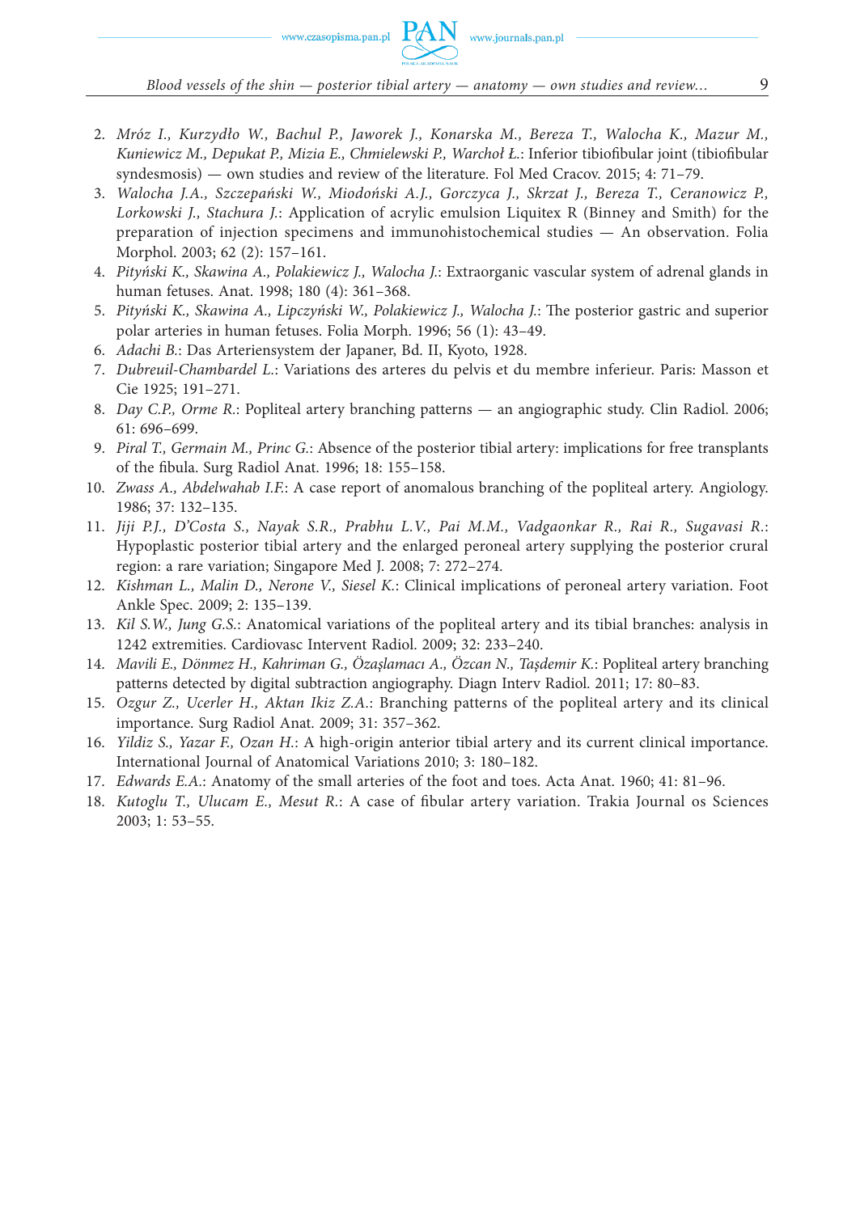2. *Mróz I., Kurzydło W., Bachul P., Jaworek J., Konarska M., Bereza T., Walocha K., Mazur M., Kuniewicz M., Depukat P., Mizia E., Chmielewski P., Warchoł Ł.*: Inferior tibiofibular joint (tibiofibular syndesmosis) — own studies and review of the literature. Fol Med Cracov. 2015; 4: 71–79.
3. *Walocha J.A., Szczepański W., Miodoński A.J., Gorczyca J., Skrzat J., Bereza T., Ceranowicz P., Lorkowski J., Stachura J.*: Application of acrylic emulsion Liquitex R (Binney and Smith) for the preparation of injection specimens and immunohistochemical studies — An observation. Folia Morphol. 2003; 62 (2): 157–161.
4. *Pityński K., Skawina A., Polakiewicz J., Walocha J.*: Extraorganic vascular system of adrenal glands in human fetuses. Anat. 1998; 180 (4): 361–368.
5. *Pityński K., Skawina A., Lipczyński W., Polakiewicz J., Walocha J.*: The posterior gastric and superior polar arteries in human fetuses. Folia Morph. 1996; 56 (1): 43–49.
6. *Adachi B.*: Das Arteriensystem der Japaner, Bd. II, Kyoto, 1928.
7. *Dubreuil-Chambardel L.*: Variations des arteres du pelvis et du membre inferieur. Paris: Masson et Cie 1925; 191–271.
8. *Day C.P., Orme R.*: Popliteal artery branching patterns — an angiographic study. Clin Radiol. 2006; 61: 696–699.
9. *Piral T., Germain M., Princ G.*: Absence of the posterior tibial artery: implications for free transplants of the fibula. Surg Radiol Anat. 1996; 18: 155–158.
10. *Zwass A., Abdelwahab I.F.*: A case report of anomalous branching of the popliteal artery. Angiology. 1986; 37: 132–135.
11. *Jiji P.J., D'Costa S., Nayak S.R., Prabhu L.V., Pai M.M., Vadgaonkar R., Rai R., Sugavasi R.*: Hypoplastic posterior tibial artery and the enlarged peroneal artery supplying the posterior crural region: a rare variation; Singapore Med J. 2008; 7: 272–274.
12. *Kishman L., Malin D., Nerone V., Siesel K.*: Clinical implications of peroneal artery variation. Foot Ankle Spec. 2009; 2: 135–139.
13. *Kil S.W., Jung G.S.*: Anatomical variations of the popliteal artery and its tibial branches: analysis in 1242 extremities. Cardiovasc Intervent Radiol. 2009; 32: 233–240.
14. *Mavili E., Dönmez H., Kahriman G., Özaşlamacı A., Özcan N., Taşdemir K.*: Popliteal artery branching patterns detected by digital subtraction angiography. Diagn Interv Radiol. 2011; 17: 80–83.
15. *Ozgur Z., Ucerler H., Aktan Ikiz Z.A.*: Branching patterns of the popliteal artery and its clinical importance. Surg Radiol Anat. 2009; 31: 357–362.
16. *Yildiz S., Yazar F., Ozan H.*: A high-origin anterior tibial artery and its current clinical importance. International Journal of Anatomical Variations 2010; 3: 180–182.
17. *Edwards E.A.*: Anatomy of the small arteries of the foot and toes. Acta Anat. 1960; 41: 81–96.
18. *Kutoglu T., Ulucam E., Mesut R.*: A case of fibular artery variation. Trakia Journal os Sciences 2003; 1: 53–55.